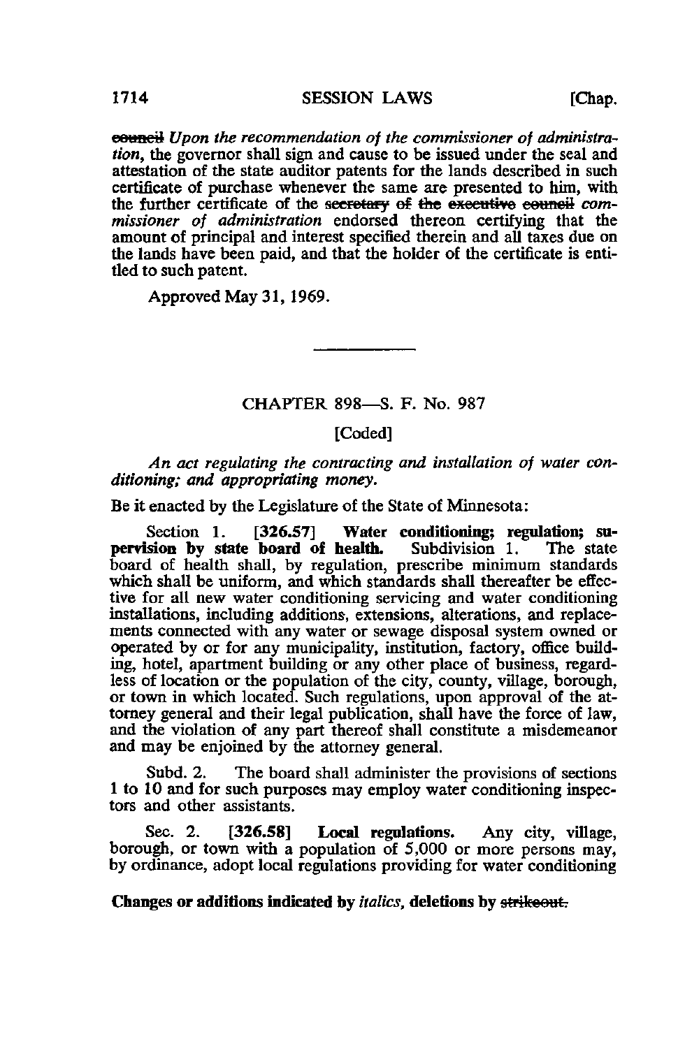~~council~~ *Upon the recommendation of the commissioner of administration,* the governor shall sign and cause to be issued under the seal and attestation of the state auditor patents for the lands described in such certificate of purchase whenever the same are presented to him, with the further certificate of the ~~secretary of the executive council~~ *commissioner of administration* endorsed thereon certifying that the amount of principal and interest specified therein and all taxes due on the lands have been paid, and that the holder of the certificate is entitled to such patent.

Approved May 31, 1969.

---

## CHAPTER 898—S. F. No. 987

[Coded]

*An act regulating the contracting and installation of water conditioning; and appropriating money.*

Be it enacted by the Legislature of the State of Minnesota:

Section 1. [326.57] **Water conditioning; regulation; supervision by state board of health.** Subdivision 1. The state board of health shall, by regulation, prescribe minimum standards which shall be uniform, and which standards shall thereafter be effective for all new water conditioning servicing and water conditioning installations, including additions, extensions, alterations, and replacements connected with any water or sewage disposal system owned or operated by or for any municipality, institution, factory, office building, hotel, apartment building or any other place of business, regardless of location or the population of the city, county, village, borough, or town in which located. Such regulations, upon approval of the attorney general and their legal publication, shall have the force of law, and the violation of any part thereof shall constitute a misdemeanor and may be enjoined by the attorney general.

Subd. 2. The board shall administer the provisions of sections 1 to 10 and for such purposes may employ water conditioning inspectors and other assistants.

Sec. 2. [326.58] **Local regulations.** Any city, village, borough, or town with a population of 5,000 or more persons may, by ordinance, adopt local regulations providing for water conditioning

**Changes or additions indicated by *italics*, deletions by ~~strikeout.~~**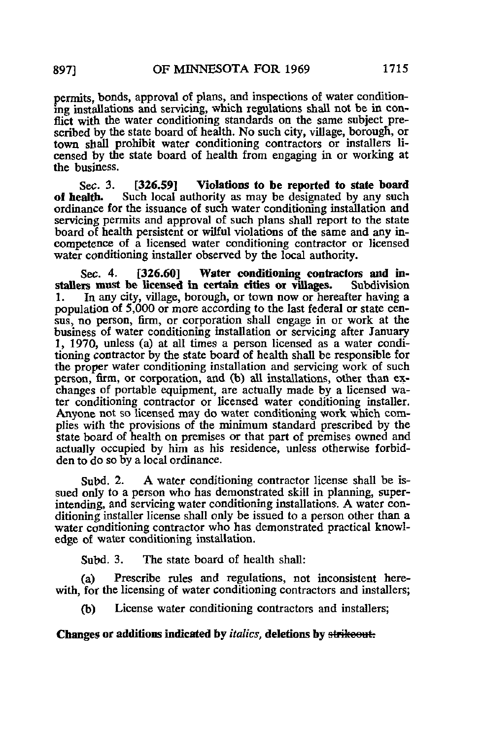permits, bonds, approval of plans, and inspections of water conditioning installations and servicing, which regulations shall not be in conflict with the water conditioning standards on the same subject prescribed by the state board of health. No such city, village, borough, or town shall prohibit water conditioning contractors or installers licensed by the state board of health from engaging in or working at the business.

Sec. 3. **[326.59] Violations to be reported to state board of health.** Such local authority as may be designated by any such ordinance for the issuance of such water conditioning installation and servicing permits and approval of such plans shall report to the state board of health persistent or wilful violations of the same and any incompetence of a licensed water conditioning contractor or licensed water conditioning installer observed by the local authority.

Sec. 4. **[326.60] Water conditioning contractors and installers must be licensed in certain cities or villages.** Subdivision 1. In any city, village, borough, or town now or hereafter having a population of 5,000 or more according to the last federal or state census, no person, firm, or corporation shall engage in or work at the business of water conditioning installation or servicing after January 1, 1970, unless (a) at all times a person licensed as a water conditioning contractor by the state board of health shall be responsible for the proper water conditioning installation and servicing work of such person, firm, or corporation, and (b) all installations, other than exchanges of portable equipment, are actually made by a licensed water conditioning contractor or licensed water conditioning installer. Anyone not so licensed may do water conditioning work which complies with the provisions of the minimum standard prescribed by the state board of health on premises or that part of premises owned and actually occupied by him as his residence, unless otherwise forbidden to do so by a local ordinance.

Subd. 2. A water conditioning contractor license shall be issued only to a person who has demonstrated skill in planning, superintending, and servicing water conditioning installations. A water conditioning installer license shall only be issued to a person other than a water conditioning contractor who has demonstrated practical knowledge of water conditioning installation.

Subd. 3. The state board of health shall:

(a) Prescribe rules and regulations, not inconsistent herewith, for the licensing of water conditioning contractors and installers;

(b) License water conditioning contractors and installers;

**Changes or additions indicated by *italics*, deletions by ~~strikeout~~.**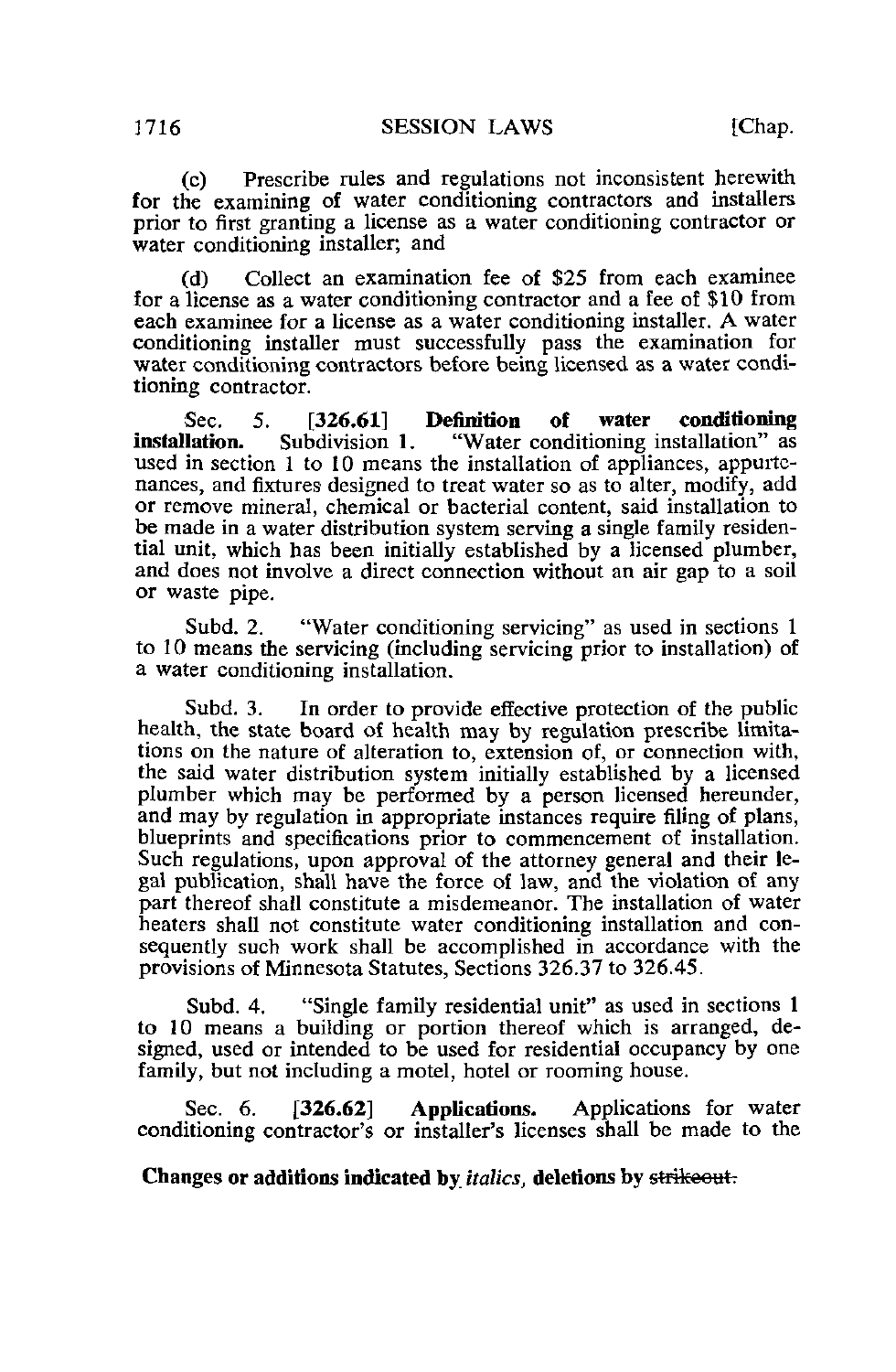(c) Prescribe rules and regulations not inconsistent herewith for the examining of water conditioning contractors and installers prior to first granting a license as a water conditioning contractor or water conditioning installer; and

(d) Collect an examination fee of $25 from each examinee for a license as a water conditioning contractor and a fee of $10 from each examinee for a license as a water conditioning installer. A water conditioning installer must successfully pass the examination for water conditioning contractors before being licensed as a water conditioning contractor.

Sec. 5. [326.61] **Definition of water conditioning installation.** Subdivision 1. "Water conditioning installation" as used in section 1 to 10 means the installation of appliances, appurtenances, and fixtures designed to treat water so as to alter, modify, add or remove mineral, chemical or bacterial content, said installation to be made in a water distribution system serving a single family residential unit, which has been initially established by a licensed plumber, and does not involve a direct connection without an air gap to a soil or waste pipe.

Subd. 2. "Water conditioning servicing" as used in sections 1 to 10 means the servicing (including servicing prior to installation) of a water conditioning installation.

Subd. 3. In order to provide effective protection of the public health, the state board of health may by regulation prescribe limitations on the nature of alteration to, extension of, or connection with, the said water distribution system initially established by a licensed plumber which may be performed by a person licensed hereunder, and may by regulation in appropriate instances require filing of plans, blueprints and specifications prior to commencement of installation. Such regulations, upon approval of the attorney general and their legal publication, shall have the force of law, and the violation of any part thereof shall constitute a misdemeanor. The installation of water heaters shall not constitute water conditioning installation and consequently such work shall be accomplished in accordance with the provisions of Minnesota Statutes, Sections 326.37 to 326.45.

Subd. 4. "Single family residential unit" as used in sections 1 to 10 means a building or portion thereof which is arranged, designed, used or intended to be used for residential occupancy by one family, but not including a motel, hotel or rooming house.

Sec. 6. [326.62] **Applications.** Applications for water conditioning contractor's or installer's licenses shall be made to the

**Changes or additions indicated by *italics*, deletions by ~~strikeout~~.**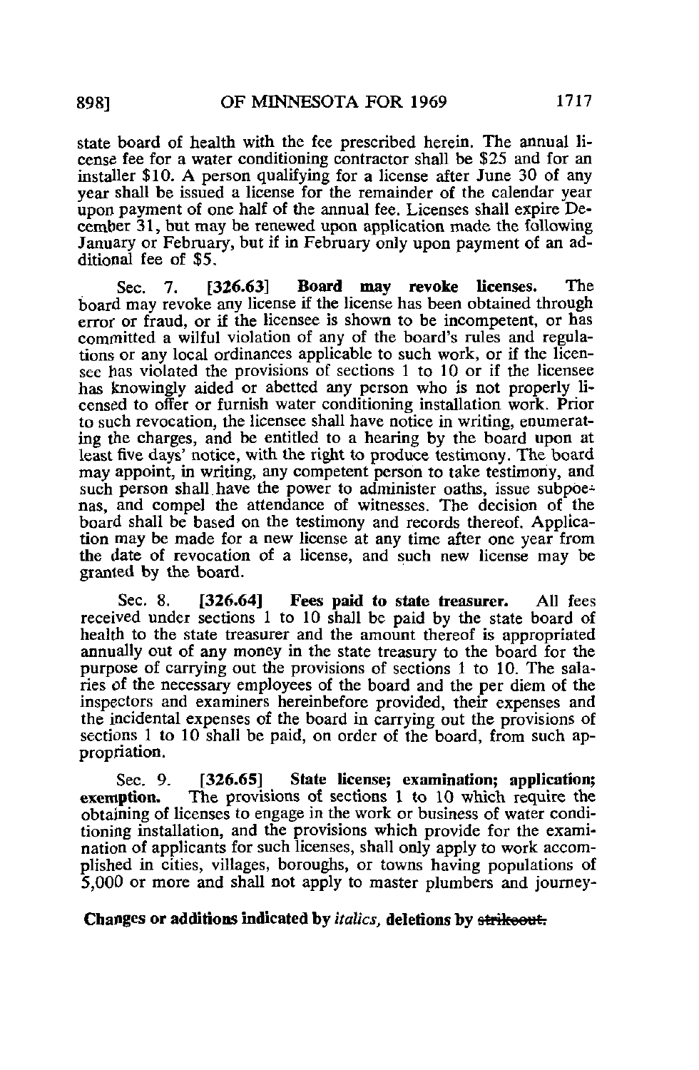state board of health with the fee prescribed herein. The annual license fee for a water conditioning contractor shall be $25 and for an installer $10. A person qualifying for a license after June 30 of any year shall be issued a license for the remainder of the calendar year upon payment of one half of the annual fee. Licenses shall expire December 31, but may be renewed upon application made the following January or February, but if in February only upon payment of an additional fee of $5.

Sec. 7. [326.63] **Board may revoke licenses.** The board may revoke any license if the license has been obtained through error or fraud, or if the licensee is shown to be incompetent, or has committed a wilful violation of any of the board's rules and regulations or any local ordinances applicable to such work, or if the licensee has violated the provisions of sections 1 to 10 or if the licensee has knowingly aided or abetted any person who is not properly licensed to offer or furnish water conditioning installation work. Prior to such revocation, the licensee shall have notice in writing, enumerating the charges, and be entitled to a hearing by the board upon at least five days' notice, with the right to produce testimony. The board may appoint, in writing, any competent person to take testimony, and such person shall have the power to administer oaths, issue subpoenas, and compel the attendance of witnesses. The decision of the board shall be based on the testimony and records thereof. Application may be made for a new license at any time after one year from the date of revocation of a license, and such new license may be granted by the board.

Sec. 8. [326.64] **Fees paid to state treasurer.** All fees received under sections 1 to 10 shall be paid by the state board of health to the state treasurer and the amount thereof is appropriated annually out of any money in the state treasury to the board for the purpose of carrying out the provisions of sections 1 to 10. The salaries of the necessary employees of the board and the per diem of the inspectors and examiners hereinbefore provided, their expenses and the incidental expenses of the board in carrying out the provisions of sections 1 to 10 shall be paid, on order of the board, from such appropriation.

Sec. 9. [326.65] **State license; examination; application; exemption.** The provisions of sections 1 to 10 which require the obtaining of licenses to engage in the work or business of water conditioning installation, and the provisions which provide for the examination of applicants for such licenses, shall only apply to work accomplished in cities, villages, boroughs, or towns having populations of 5,000 or more and shall not apply to master plumbers and journey-

**Changes or additions indicated by *italics*, deletions by ~~strikeout.~~**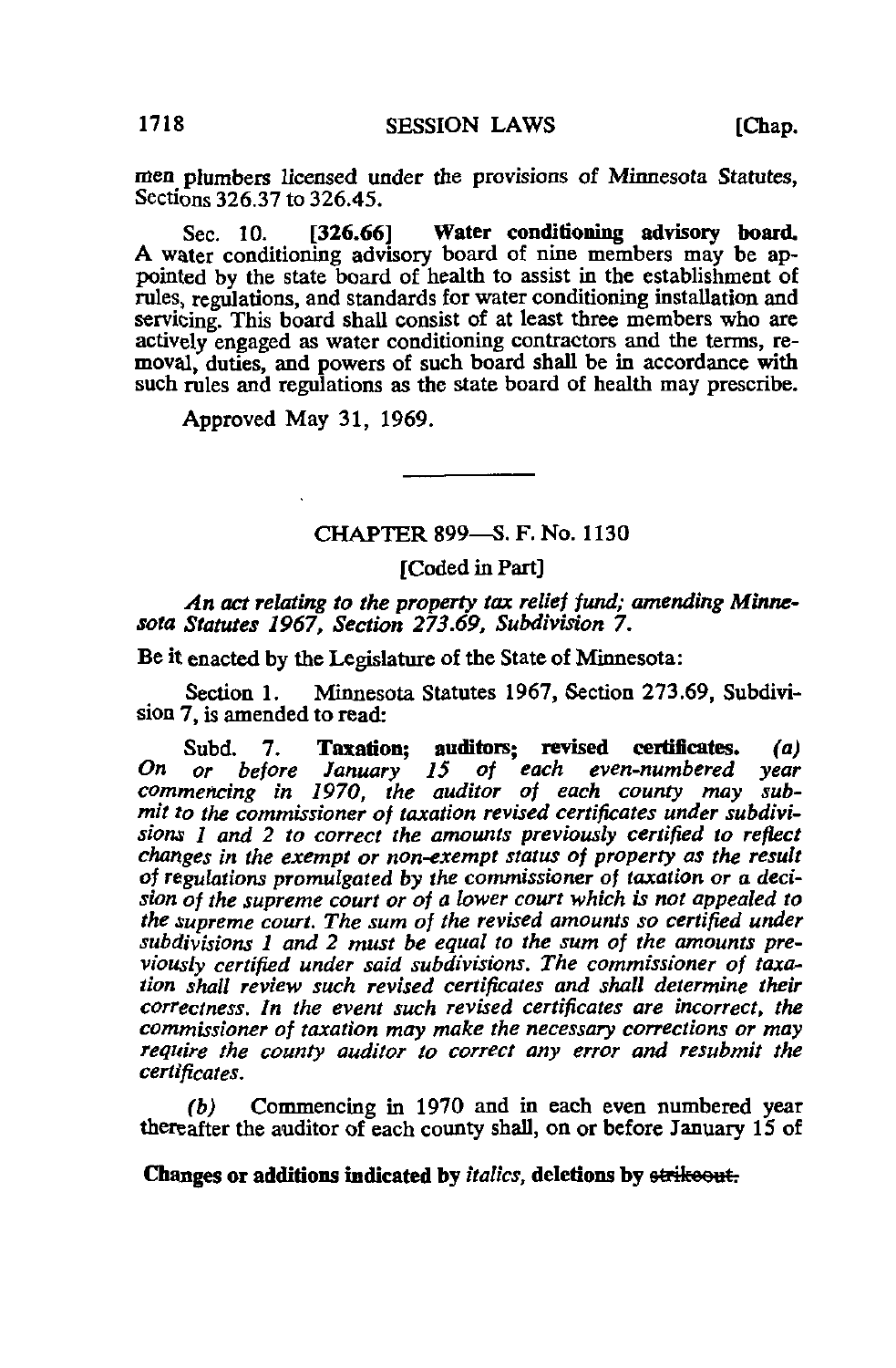men plumbers licensed under the provisions of Minnesota Statutes, Sections 326.37 to 326.45.

Sec. 10. [326.66] **Water conditioning advisory board.** A water conditioning advisory board of nine members may be appointed by the state board of health to assist in the establishment of rules, regulations, and standards for water conditioning installation and servicing. This board shall consist of at least three members who are actively engaged as water conditioning contractors and the terms, removal, duties, and powers of such board shall be in accordance with such rules and regulations as the state board of health may prescribe.

Approved May 31, 1969.

---

## CHAPTER 899—S. F. No. 1130

[Coded in Part]

*An act relating to the property tax relief fund; amending Minnesota Statutes 1967, Section 273.69, Subdivision 7.*

Be it enacted by the Legislature of the State of Minnesota:

Section 1. Minnesota Statutes 1967, Section 273.69, Subdivision 7, is amended to read:

Subd. 7. **Taxation; auditors; revised certificates.** *(a) On or before January 15 of each even-numbered year commencing in 1970, the auditor of each county may submit to the commissioner of taxation revised certificates under subdivisions 1 and 2 to correct the amounts previously certified to reflect changes in the exempt or non-exempt status of property as the result of regulations promulgated by the commissioner of taxation or a decision of the supreme court or of a lower court which is not appealed to the supreme court. The sum of the revised amounts so certified under subdivisions 1 and 2 must be equal to the sum of the amounts previously certified under said subdivisions. The commissioner of taxation shall review such revised certificates and shall determine their correctness. In the event such revised certificates are incorrect, the commissioner of taxation may make the necessary corrections or may require the county auditor to correct any error and resubmit the certificates.*

*(b)* Commencing in 1970 and in each even numbered year thereafter the auditor of each county shall, on or before January 15 of

**Changes or additions indicated by *italics*, deletions by ~~strikeout~~.**